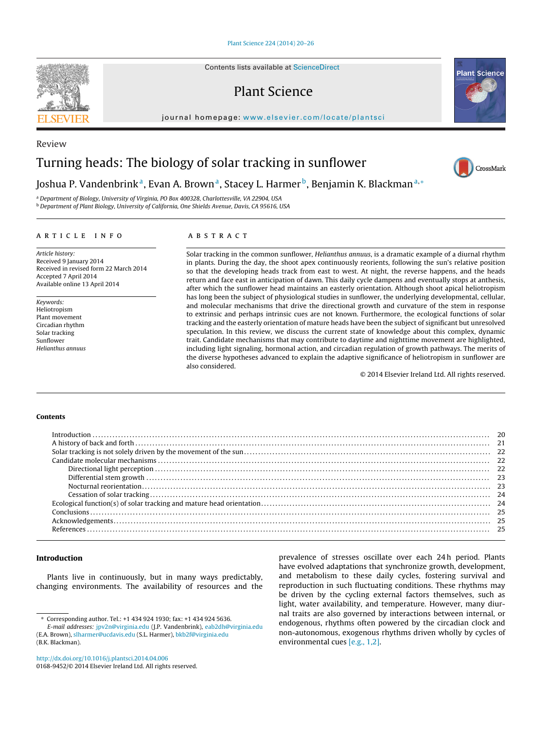Contents lists available at ScienceDirect

# Plant Science

journal homepage: www.elsevier.com/locate/plantsci

Review

# Turning heads: The biology of solar tracking in sunflower

Joshua P. Vandenbrink[a], Evan A. Brown[a], Stacey L. Harmer[b], Benjamin K. Blackman[a,*]

[a] Department of Biology, University of Virginia, PO Box 400328, Charlottesville, VA 22904, USA
[b] Department of Plant Biology, University of California, One Shields Avenue, Davis, CA 95616, USA

## ARTICLE INFO

*Article history:*
Received 9 January 2014
Received in revised form 22 March 2014
Accepted 7 April 2014
Available online 13 April 2014

*Keywords:*
Heliotropism
Plant movement
Circadian rhythm
Solar tracking
Sunflower
*Helianthus annuus*

## ABSTRACT

Solar tracking in the common sunflower, *Helianthus annuus*, is a dramatic example of a diurnal rhythm in plants. During the day, the shoot apex continuously reorients, following the sun's relative position so that the developing heads track from east to west. At night, the reverse happens, and the heads return and face east in anticipation of dawn. This daily cycle dampens and eventually stops at anthesis, after which the sunflower head maintains an easterly orientation. Although shoot apical heliotropism has long been the subject of physiological studies in sunflower, the underlying developmental, cellular, and molecular mechanisms that drive the directional growth and curvature of the stem in response to extrinsic and perhaps intrinsic cues are not known. Furthermore, the ecological functions of solar tracking and the easterly orientation of mature heads have been the subject of significant but unresolved speculation. In this review, we discuss the current state of knowledge about this complex, dynamic trait. Candidate mechanisms that may contribute to daytime and nighttime movement are highlighted, including light signaling, hormonal action, and circadian regulation of growth pathways. The merits of the diverse hypotheses advanced to explain the adaptive significance of heliotropism in sunflower are also considered.

© 2014 Elsevier Ireland Ltd. All rights reserved.

## Contents

- Introduction ... 20
- A history of back and forth ... 21
- Solar tracking is not solely driven by the movement of the sun ... 22
- Candidate molecular mechanisms ... 22
  - Directional light perception ... 22
  - Differential stem growth ... 23
  - Nocturnal reorientation ... 23
  - Cessation of solar tracking ... 24
- Ecological function(s) of solar tracking and mature head orientation ... 24
- Conclusions ... 25
- Acknowledgements ... 25
- References ... 25

## Introduction

Plants live in continuously, but in many ways predictably, changing environments. The availability of resources and the prevalence of stresses oscillate over each 24 h period. Plants have evolved adaptations that synchronize growth, development, and metabolism to these daily cycles, fostering survival and reproduction in such fluctuating conditions. These rhythms may be driven by the cycling external factors themselves, such as light, water availability, and temperature. However, many diurnal traits are also governed by interactions between internal, or endogenous, rhythms often powered by the circadian clock and non-autonomous, exogenous rhythms driven wholly by cycles of environmental cues [e.g., 1,2].

\* Corresponding author. Tel.: +1 434 924 1930; fax: +1 434 924 5636.
*E-mail addresses:* jpv2n@virginia.edu (J.P. Vandenbrink), eab2dh@virginia.edu (E.A. Brown), slharmer@ucdavis.edu (S.L. Harmer), bkb2f@virginia.edu (B.K. Blackman).

http://dx.doi.org/10.1016/j.plantsci.2014.04.006
0168-9452/© 2014 Elsevier Ireland Ltd. All rights reserved.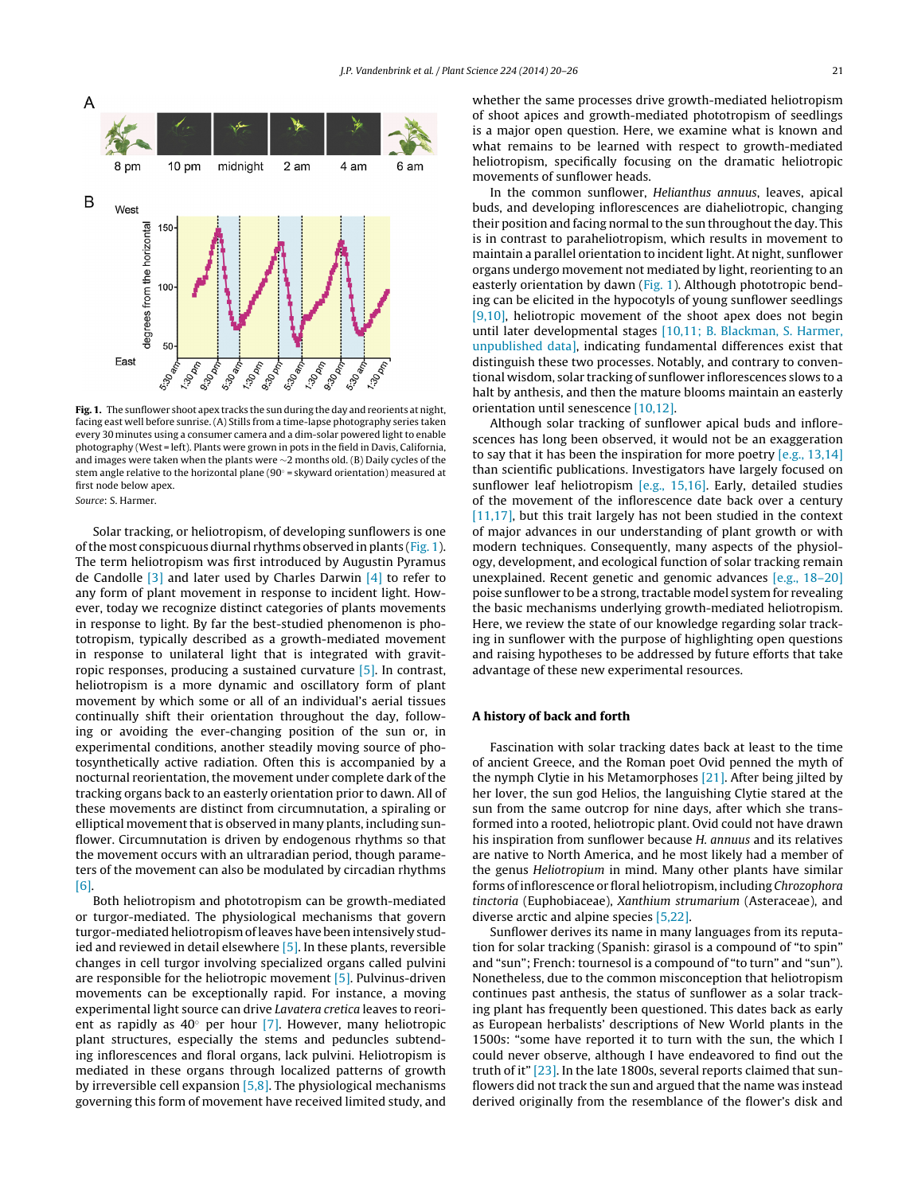A

8 pm 10 pm midnight 2 am 4 am 6 am

B

West

degrees from the horizontal

150

100

50

East

5:30 am 1:30 pm 9:30 pm 5:30 am 1:30 pm 9:30 pm 5:30 am 1:30 pm 9:30 pm 5:30 am 1:30 pm

**Fig. 1.** The sunflower shoot apex tracks the sun during the day and reorients at night, facing east well before sunrise. (A) Stills from a time-lapse photography series taken every 30 minutes using a consumer camera and a dim-solar powered light to enable photography (West = left). Plants were grown in pots in the field in Davis, California, and images were taken when the plants were ~2 months old. (B) Daily cycles of the stem angle relative to the horizontal plane (90° = skyward orientation) measured at first node below apex.

*Source*: S. Harmer.

Solar tracking, or heliotropism, of developing sunflowers is one of the most conspicuous diurnal rhythms observed in plants (Fig. 1). The term heliotropism was first introduced by Augustin Pyramus de Candolle [3] and later used by Charles Darwin [4] to refer to any form of plant movement in response to incident light. However, today we recognize distinct categories of plants movements in response to light. By far the best-studied phenomenon is phototropism, typically described as a growth-mediated movement in response to unilateral light that is integrated with gravitropic responses, producing a sustained curvature [5]. In contrast, heliotropism is a more dynamic and oscillatory form of plant movement by which some or all of an individual's aerial tissues continually shift their orientation throughout the day, following or avoiding the ever-changing position of the sun or, in experimental conditions, another steadily moving source of photosynthetically active radiation. Often this is accompanied by a nocturnal reorientation, the movement under complete dark of the tracking organs back to an easterly orientation prior to dawn. All of these movements are distinct from circumnutation, a spiraling or elliptical movement that is observed in many plants, including sunflower. Circumnutation is driven by endogenous rhythms so that the movement occurs with an ultraradian period, though parameters of the movement can also be modulated by circadian rhythms [6].

Both heliotropism and phototropism can be growth-mediated or turgor-mediated. The physiological mechanisms that govern turgor-mediated heliotropism of leaves have been intensively studied and reviewed in detail elsewhere [5]. In these plants, reversible changes in cell turgor involving specialized organs called pulvini are responsible for the heliotropic movement [5]. Pulvinus-driven movements can be exceptionally rapid. For instance, a moving experimental light source can drive *Lavatera cretica* leaves to reorient as rapidly as 40° per hour [7]. However, many heliotropic plant structures, especially the stems and peduncles subtending inflorescences and floral organs, lack pulvini. Heliotropism is mediated in these organs through localized patterns of growth by irreversible cell expansion [5,8]. The physiological mechanisms governing this form of movement have received limited study, and whether the same processes drive growth-mediated heliotropism of shoot apices and growth-mediated phototropism of seedlings is a major open question. Here, we examine what is known and what remains to be learned with respect to growth-mediated heliotropism, specifically focusing on the dramatic heliotropic movements of sunflower heads.

In the common sunflower, *Helianthus annuus*, leaves, apical buds, and developing inflorescences are diaheliotropic, changing their position and facing normal to the sun throughout the day. This is in contrast to paraheliotropism, which results in movement to maintain a parallel orientation to incident light. At night, sunflower organs undergo movement not mediated by light, reorienting to an easterly orientation by dawn (Fig. 1). Although phototropic bending can be elicited in the hypocotyls of young sunflower seedlings [9,10], heliotropic movement of the shoot apex does not begin until later developmental stages [10,11; B. Blackman, S. Harmer, unpublished data], indicating fundamental differences exist that distinguish these two processes. Notably, and contrary to conventional wisdom, solar tracking of sunflower inflorescences slows to a halt by anthesis, and then the mature blooms maintain an easterly orientation until senescence [10,12].

Although solar tracking of sunflower apical buds and inflorescences has long been observed, it would not be an exaggeration to say that it has been the inspiration for more poetry [e.g., 13,14] than scientific publications. Investigators have largely focused on sunflower leaf heliotropism [e.g., 15,16]. Early, detailed studies of the movement of the inflorescence date back over a century [11,17], but this trait largely has not been studied in the context of major advances in our understanding of plant growth or with modern techniques. Consequently, many aspects of the physiology, development, and ecological function of solar tracking remain unexplained. Recent genetic and genomic advances [e.g., 18–20] poise sunflower to be a strong, tractable model system for revealing the basic mechanisms underlying growth-mediated heliotropism. Here, we review the state of our knowledge regarding solar tracking in sunflower with the purpose of highlighting open questions and raising hypotheses to be addressed by future efforts that take advantage of these new experimental resources.

## A history of back and forth

Fascination with solar tracking dates back at least to the time of ancient Greece, and the Roman poet Ovid penned the myth of the nymph Clytie in his Metamorphoses [21]. After being jilted by her lover, the sun god Helios, the languishing Clytie stared at the sun from the same outcrop for nine days, after which she transformed into a rooted, heliotropic plant. Ovid could not have drawn his inspiration from sunflower because *H. annuus* and its relatives are native to North America, and he most likely had a member of the genus *Heliotropium* in mind. Many other plants have similar forms of inflorescence or floral heliotropism, including *Chrozophora tinctoria* (Euphobiaceae), *Xanthium strumarium* (Asteraceae), and diverse arctic and alpine species [5,22].

Sunflower derives its name in many languages from its reputation for solar tracking (Spanish: girasol is a compound of "to spin" and "sun"; French: tournesol is a compound of "to turn" and "sun"). Nonetheless, due to the common misconception that heliotropism continues past anthesis, the status of sunflower as a solar tracking plant has frequently been questioned. This dates back as early as European herbalists' descriptions of New World plants in the 1500s: "some have reported it to turn with the sun, the which I could never observe, although I have endeavored to find out the truth of it" [23]. In the late 1800s, several reports claimed that sunflowers did not track the sun and argued that the name was instead derived originally from the resemblance of the flower's disk and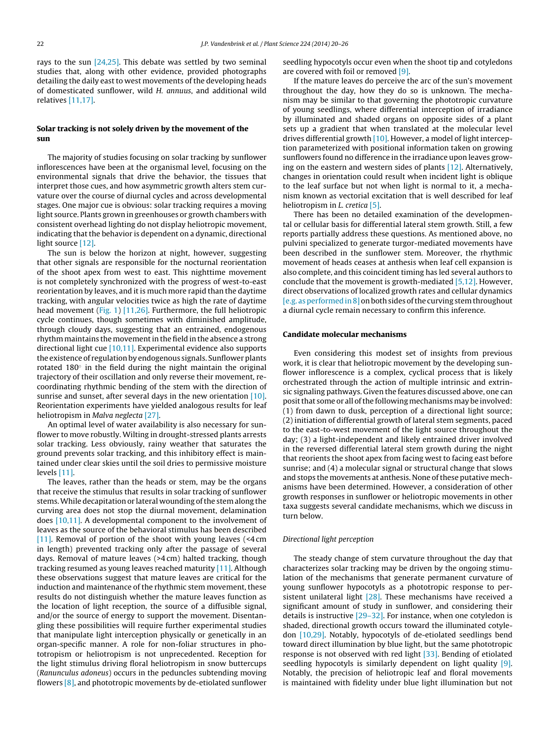rays to the sun [24,25]. This debate was settled by two seminal studies that, along with other evidence, provided photographs detailing the daily east to west movements of the developing heads of domesticated sunflower, wild *H. annuus*, and additional wild relatives [11,17].

## Solar tracking is not solely driven by the movement of the sun

The majority of studies focusing on solar tracking by sunflower inflorescences have been at the organismal level, focusing on the environmental signals that drive the behavior, the tissues that interpret those cues, and how asymmetric growth alters stem curvature over the course of diurnal cycles and across developmental stages. One major cue is obvious: solar tracking requires a moving light source. Plants grown in greenhouses or growth chambers with consistent overhead lighting do not display heliotropic movement, indicating that the behavior is dependent on a dynamic, directional light source [12].

The sun is below the horizon at night, however, suggesting that other signals are responsible for the nocturnal reorientation of the shoot apex from west to east. This nighttime movement is not completely synchronized with the progress of west-to-east reorientation by leaves, and it is much more rapid than the daytime tracking, with angular velocities twice as high the rate of daytime head movement (Fig. 1) [11,26]. Furthermore, the full heliotropic cycle continues, though sometimes with diminished amplitude, through cloudy days, suggesting that an entrained, endogenous rhythm maintains the movement in the field in the absence a strong directional light cue [10,11]. Experimental evidence also supports the existence of regulation by endogenous signals. Sunflower plants rotated 180° in the field during the night maintain the original trajectory of their oscillation and only reverse their movement, re-coordinating rhythmic bending of the stem with the direction of sunrise and sunset, after several days in the new orientation [10]. Reorientation experiments have yielded analogous results for leaf heliotropism in *Malva neglecta* [27].

An optimal level of water availability is also necessary for sunflower to move robustly. Wilting in drought-stressed plants arrests solar tracking. Less obviously, rainy weather that saturates the ground prevents solar tracking, and this inhibitory effect is maintained under clear skies until the soil dries to permissive moisture levels [11].

The leaves, rather than the heads or stem, may be the organs that receive the stimulus that results in solar tracking of sunflower stems. While decapitation or lateral wounding of the stem along the curving area does not stop the diurnal movement, delamination does [10,11]. A developmental component to the involvement of leaves as the source of the behavioral stimulus has been described [11]. Removal of portion of the shoot with young leaves (<4 cm in length) prevented tracking only after the passage of several days. Removal of mature leaves (>4 cm) halted tracking, though tracking resumed as young leaves reached maturity [11]. Although these observations suggest that mature leaves are critical for the induction and maintenance of the rhythmic stem movement, these results do not distinguish whether the mature leaves function as the location of light reception, the source of a diffusible signal, and/or the source of energy to support the movement. Disentangling these possibilities will require further experimental studies that manipulate light interception physically or genetically in an organ-specific manner. A role for non-foliar structures in phototropism or heliotropism is not unprecedented. Reception for the light stimulus driving floral heliotropism in snow buttercups (*Ranunculus adoneus*) occurs in the peduncles subtending moving flowers [8], and phototropic movements by de-etiolated sunflower seedling hypocotyls occur even when the shoot tip and cotyledons are covered with foil or removed [9].

If the mature leaves do perceive the arc of the sun's movement throughout the day, how they do so is unknown. The mechanism may be similar to that governing the phototropic curvature of young seedlings, where differential interception of irradiance by illuminated and shaded organs on opposite sides of a plant sets up a gradient that when translated at the molecular level drives differential growth [10]. However, a model of light interception parameterized with positional information taken on growing sunflowers found no difference in the irradiance upon leaves growing on the eastern and western sides of plants [12]. Alternatively, changes in orientation could result when incident light is oblique to the leaf surface but not when light is normal to it, a mechanism known as vectorial excitation that is well described for leaf heliotropism in *L. cretica* [5].

There has been no detailed examination of the developmental or cellular basis for differential lateral stem growth. Still, a few reports partially address these questions. As mentioned above, no pulvini specialized to generate turgor-mediated movements have been described in the sunflower stem. Moreover, the rhythmic movement of heads ceases at anthesis when leaf cell expansion is also complete, and this coincident timing has led several authors to conclude that the movement is growth-mediated [5,12]. However, direct observations of localized growth rates and cellular dynamics [e.g. as performed in 8] on both sides of the curving stem throughout a diurnal cycle remain necessary to confirm this inference.

## Candidate molecular mechanisms

Even considering this modest set of insights from previous work, it is clear that heliotropic movement by the developing sunflower inflorescence is a complex, cyclical process that is likely orchestrated through the action of multiple intrinsic and extrinsic signaling pathways. Given the features discussed above, one can posit that some or all of the following mechanisms may be involved: (1) from dawn to dusk, perception of a directional light source; (2) initiation of differential growth of lateral stem segments, paced to the east-to-west movement of the light source throughout the day; (3) a light-independent and likely entrained driver involved in the reversed differential lateral stem growth during the night that reorients the shoot apex from facing west to facing east before sunrise; and (4) a molecular signal or structural change that slows and stops the movements at anthesis. None of these putative mechanisms have been determined. However, a consideration of other growth responses in sunflower or heliotropic movements in other taxa suggests several candidate mechanisms, which we discuss in turn below.

### *Directional light perception*

The steady change of stem curvature throughout the day that characterizes solar tracking may be driven by the ongoing stimulation of the mechanisms that generate permanent curvature of young sunflower hypocotyls as a phototropic response to persistent unilateral light [28]. These mechanisms have received a significant amount of study in sunflower, and considering their details is instructive [29–32]. For instance, when one cotyledon is shaded, directional growth occurs toward the illuminated cotyledon [10,29]. Notably, hypocotyls of de-etiolated seedlings bend toward direct illumination by blue light, but the same phototropic response is not observed with red light [33]. Bending of etiolated seedling hypocotyls is similarly dependent on light quality [9]. Notably, the precision of heliotropic leaf and floral movements is maintained with fidelity under blue light illumination but not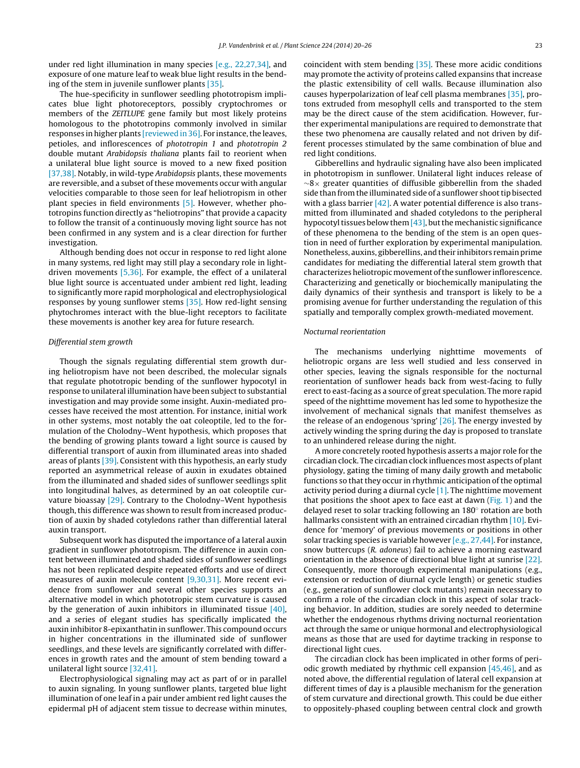under red light illumination in many species [e.g., 22,27,34], and exposure of one mature leaf to weak blue light results in the bending of the stem in juvenile sunflower plants [35].

The hue-specificity in sunflower seedling phototropism implicates blue light photoreceptors, possibly cryptochromes or members of the *ZEITLUPE* gene family but most likely proteins homologous to the phototropins commonly involved in similar responses in higher plants [reviewed in 36]. For instance, the leaves, petioles, and inflorescences of *phototropin 1* and *phototropin 2* double mutant *Arabidopsis thaliana* plants fail to reorient when a unilateral blue light source is moved to a new fixed position [37,38]. Notably, in wild-type *Arabidopsis* plants, these movements are reversible, and a subset of these movements occur with angular velocities comparable to those seen for leaf heliotropism in other plant species in field environments [5]. However, whether phototropins function directly as "heliotropins" that provide a capacity to follow the transit of a continuously moving light source has not been confirmed in any system and is a clear direction for further investigation.

Although bending does not occur in response to red light alone in many systems, red light may still play a secondary role in light-driven movements [5,36]. For example, the effect of a unilateral blue light source is accentuated under ambient red light, leading to significantly more rapid morphological and electrophysiological responses by young sunflower stems [35]. How red-light sensing phytochromes interact with the blue-light receptors to facilitate these movements is another key area for future research.

### *Differential stem growth*

Though the signals regulating differential stem growth during heliotropism have not been described, the molecular signals that regulate phototropic bending of the sunflower hypocotyl in response to unilateral illumination have been subject to substantial investigation and may provide some insight. Auxin-mediated processes have received the most attention. For instance, initial work in other systems, most notably the oat coleoptile, led to the formulation of the Cholodny–Went hypothesis, which proposes that the bending of growing plants toward a light source is caused by differential transport of auxin from illuminated areas into shaded areas of plants [39]. Consistent with this hypothesis, an early study reported an asymmetrical release of auxin in exudates obtained from the illuminated and shaded sides of sunflower seedlings split into longitudinal halves, as determined by an oat coleoptile curvature bioassay [29]. Contrary to the Cholodny–Went hypothesis though, this difference was shown to result from increased production of auxin by shaded cotyledons rather than differential lateral auxin transport.

Subsequent work has disputed the importance of a lateral auxin gradient in sunflower phototropism. The difference in auxin content between illuminated and shaded sides of sunflower seedlings has not been replicated despite repeated efforts and use of direct measures of auxin molecule content [9,30,31]. More recent evidence from sunflower and several other species supports an alternative model in which phototropic stem curvature is caused by the generation of auxin inhibitors in illuminated tissue [40], and a series of elegant studies has specifically implicated the auxin inhibitor 8-epixanthatin in sunflower. This compound occurs in higher concentrations in the illuminated side of sunflower seedlings, and these levels are significantly correlated with differences in growth rates and the amount of stem bending toward a unilateral light source [32,41].

Electrophysiological signaling may act as part of or in parallel to auxin signaling. In young sunflower plants, targeted blue light illumination of one leaf in a pair under ambient red light causes the epidermal pH of adjacent stem tissue to decrease within minutes, coincident with stem bending [35]. These more acidic conditions may promote the activity of proteins called expansins that increase the plastic extensibility of cell walls. Because illumination also causes hyperpolarization of leaf cell plasma membranes [35], protons extruded from mesophyll cells and transported to the stem may be the direct cause of the stem acidification. However, further experimental manipulations are required to demonstrate that these two phenomena are causally related and not driven by different processes stimulated by the same combination of blue and red light conditions.

Gibberellins and hydraulic signaling have also been implicated in phototropism in sunflower. Unilateral light induces release of ~8× greater quantities of diffusible gibberellin from the shaded side than from the illuminated side of a sunflower shoot tip bisected with a glass barrier [42]. A water potential difference is also transmitted from illuminated and shaded cotyledons to the peripheral hypocotyl tissues below them [43], but the mechanistic significance of these phenomena to the bending of the stem is an open question in need of further exploration by experimental manipulation. Nonetheless, auxins, gibberellins, and their inhibitors remain prime candidates for mediating the differential lateral stem growth that characterizes heliotropic movement of the sunflower inflorescence. Characterizing and genetically or biochemically manipulating the daily dynamics of their synthesis and transport is likely to be a promising avenue for further understanding the regulation of this spatially and temporally complex growth-mediated movement.

### *Nocturnal reorientation*

The mechanisms underlying nighttime movements of heliotropic organs are less well studied and less conserved in other species, leaving the signals responsible for the nocturnal reorientation of sunflower heads back from west-facing to fully erect to east-facing as a source of great speculation. The more rapid speed of the nighttime movement has led some to hypothesize the involvement of mechanical signals that manifest themselves as the release of an endogenous 'spring' [26]. The energy invested by actively winding the spring during the day is proposed to translate to an unhindered release during the night.

A more concretely rooted hypothesis asserts a major role for the circadian clock. The circadian clock influences most aspects of plant physiology, gating the timing of many daily growth and metabolic functions so that they occur in rhythmic anticipation of the optimal activity period during a diurnal cycle [1]. The nighttime movement that positions the shoot apex to face east at dawn (Fig. 1) and the delayed reset to solar tracking following an 180° rotation are both hallmarks consistent with an entrained circadian rhythm [10]. Evidence for 'memory' of previous movements or positions in other solar tracking species is variable however [e.g., 27,44]. For instance, snow buttercups (*R. adoneus*) fail to achieve a morning eastward orientation in the absence of directional blue light at sunrise [22]. Consequently, more thorough experimental manipulations (e.g., extension or reduction of diurnal cycle length) or genetic studies (e.g., generation of sunflower clock mutants) remain necessary to confirm a role of the circadian clock in this aspect of solar tracking behavior. In addition, studies are sorely needed to determine whether the endogenous rhythms driving nocturnal reorientation act through the same or unique hormonal and electrophysiological means as those that are used for daytime tracking in response to directional light cues.

The circadian clock has been implicated in other forms of periodic growth mediated by rhythmic cell expansion [45,46], and as noted above, the differential regulation of lateral cell expansion at different times of day is a plausible mechanism for the generation of stem curvature and directional growth. This could be due either to oppositely-phased coupling between central clock and growth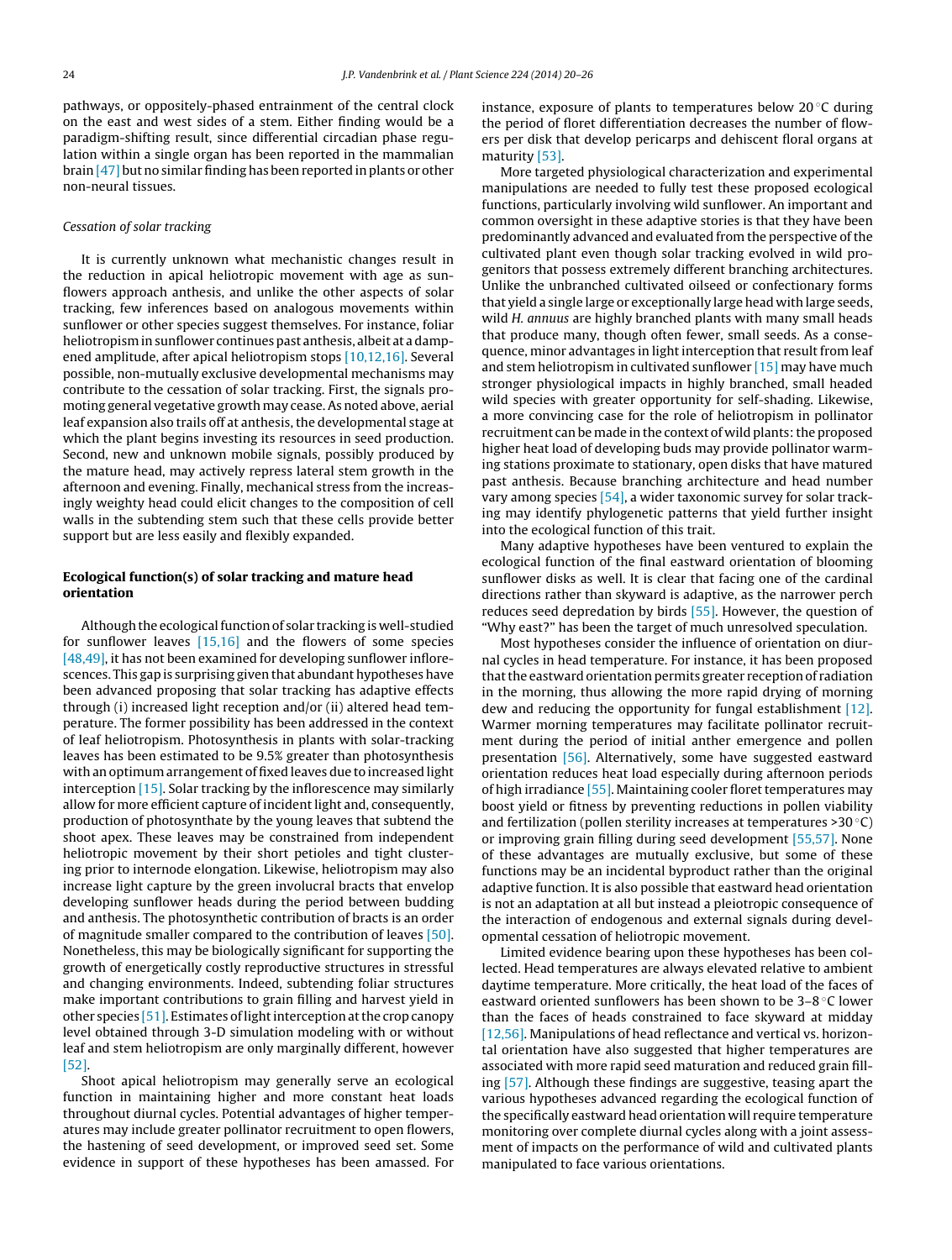pathways, or oppositely-phased entrainment of the central clock on the east and west sides of a stem. Either finding would be a paradigm-shifting result, since differential circadian phase regulation within a single organ has been reported in the mammalian brain [47] but no similar finding has been reported in plants or other non-neural tissues.

*Cessation of solar tracking*

It is currently unknown what mechanistic changes result in the reduction in apical heliotropic movement with age as sunflowers approach anthesis, and unlike the other aspects of solar tracking, few inferences based on analogous movements within sunflower or other species suggest themselves. For instance, foliar heliotropism in sunflower continues past anthesis, albeit at a dampened amplitude, after apical heliotropism stops [10,12,16]. Several possible, non-mutually exclusive developmental mechanisms may contribute to the cessation of solar tracking. First, the signals promoting general vegetative growth may cease. As noted above, aerial leaf expansion also trails off at anthesis, the developmental stage at which the plant begins investing its resources in seed production. Second, new and unknown mobile signals, possibly produced by the mature head, may actively repress lateral stem growth in the afternoon and evening. Finally, mechanical stress from the increasingly weighty head could elicit changes to the composition of cell walls in the subtending stem such that these cells provide better support but are less easily and flexibly expanded.

## Ecological function(s) of solar tracking and mature head orientation

Although the ecological function of solar tracking is well-studied for sunflower leaves [15,16] and the flowers of some species [48,49], it has not been examined for developing sunflower inflorescences. This gap is surprising given that abundant hypotheses have been advanced proposing that solar tracking has adaptive effects through (i) increased light reception and/or (ii) altered head temperature. The former possibility has been addressed in the context of leaf heliotropism. Photosynthesis in plants with solar-tracking leaves has been estimated to be 9.5% greater than photosynthesis with an optimum arrangement of fixed leaves due to increased light interception [15]. Solar tracking by the inflorescence may similarly allow for more efficient capture of incident light and, consequently, production of photosynthate by the young leaves that subtend the shoot apex. These leaves may be constrained from independent heliotropic movement by their short petioles and tight clustering prior to internode elongation. Likewise, heliotropism may also increase light capture by the green involucral bracts that envelop developing sunflower heads during the period between budding and anthesis. The photosynthetic contribution of bracts is an order of magnitude smaller compared to the contribution of leaves [50]. Nonetheless, this may be biologically significant for supporting the growth of energetically costly reproductive structures in stressful and changing environments. Indeed, subtending foliar structures make important contributions to grain filling and harvest yield in other species [51]. Estimates of light interception at the crop canopy level obtained through 3-D simulation modeling with or without leaf and stem heliotropism are only marginally different, however [52].

Shoot apical heliotropism may generally serve an ecological function in maintaining higher and more constant heat loads throughout diurnal cycles. Potential advantages of higher temperatures may include greater pollinator recruitment to open flowers, the hastening of seed development, or improved seed set. Some evidence in support of these hypotheses has been amassed. For instance, exposure of plants to temperatures below 20 °C during the period of floret differentiation decreases the number of flowers per disk that develop pericarps and dehiscent floral organs at maturity [53].

More targeted physiological characterization and experimental manipulations are needed to fully test these proposed ecological functions, particularly involving wild sunflower. An important and common oversight in these adaptive stories is that they have been predominantly advanced and evaluated from the perspective of the cultivated plant even though solar tracking evolved in wild progenitors that possess extremely different branching architectures. Unlike the unbranched cultivated oilseed or confectionary forms that yield a single large or exceptionally large head with large seeds, wild *H. annuus* are highly branched plants with many small heads that produce many, though often fewer, small seeds. As a consequence, minor advantages in light interception that result from leaf and stem heliotropism in cultivated sunflower [15] may have much stronger physiological impacts in highly branched, small headed wild species with greater opportunity for self-shading. Likewise, a more convincing case for the role of heliotropism in pollinator recruitment can be made in the context of wild plants: the proposed higher heat load of developing buds may provide pollinator warming stations proximate to stationary, open disks that have matured past anthesis. Because branching architecture and head number vary among species [54], a wider taxonomic survey for solar tracking may identify phylogenetic patterns that yield further insight into the ecological function of this trait.

Many adaptive hypotheses have been ventured to explain the ecological function of the final eastward orientation of blooming sunflower disks as well. It is clear that facing one of the cardinal directions rather than skyward is adaptive, as the narrower perch reduces seed depredation by birds [55]. However, the question of "Why east?" has been the target of much unresolved speculation.

Most hypotheses consider the influence of orientation on diurnal cycles in head temperature. For instance, it has been proposed that the eastward orientation permits greater reception of radiation in the morning, thus allowing the more rapid drying of morning dew and reducing the opportunity for fungal establishment [12]. Warmer morning temperatures may facilitate pollinator recruitment during the period of initial anther emergence and pollen presentation [56]. Alternatively, some have suggested that eastward orientation reduces heat load especially during afternoon periods of high irradiance [55]. Maintaining cooler floret temperatures may boost yield or fitness by preventing reductions in pollen viability and fertilization (pollen sterility increases at temperatures >30 °C) or improving grain filling during seed development [55,57]. None of these advantages are mutually exclusive, but some of these functions may be an incidental byproduct rather than the original adaptive function. It is also possible that eastward head orientation is not an adaptation at all but instead a pleiotropic consequence of the interaction of endogenous and external signals during developmental cessation of heliotropic movement.

Limited evidence bearing upon these hypotheses has been collected. Head temperatures are always elevated relative to ambient daytime temperature. More critically, the heat load of the faces of eastward oriented sunflowers has been shown to be 3–8 °C lower than the faces of heads constrained to face skyward at midday [12,56]. Manipulations of head reflectance and vertical vs. horizontal orientation have also suggested that higher temperatures are associated with more rapid seed maturation and reduced grain filling [57]. Although these findings are suggestive, teasing apart the various hypotheses advanced regarding the ecological function of the specifically eastward head orientation will require temperature monitoring over complete diurnal cycles along with a joint assessment of impacts on the performance of wild and cultivated plants manipulated to face various orientations.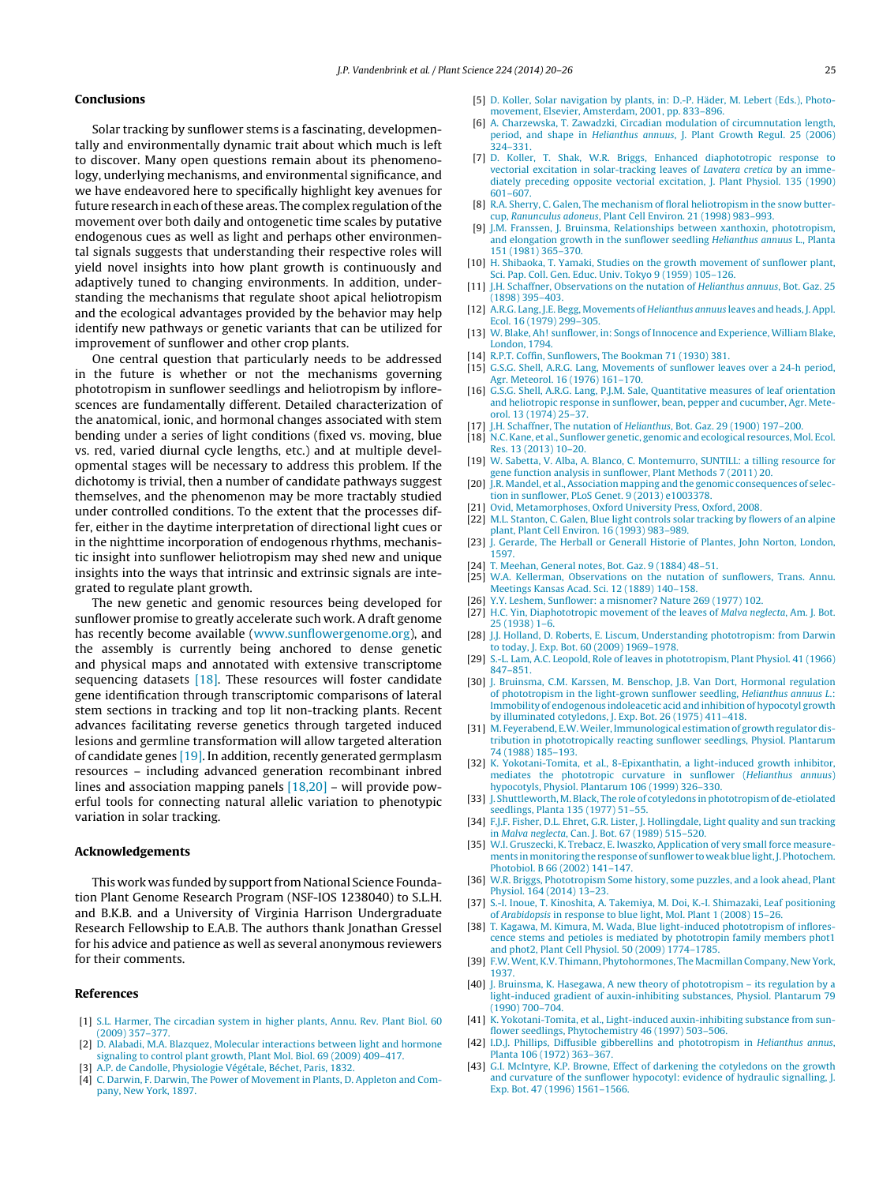## Conclusions

Solar tracking by sunflower stems is a fascinating, developmentally and environmentally dynamic trait about which much is left to discover. Many open questions remain about its phenomenology, underlying mechanisms, and environmental significance, and we have endeavored here to specifically highlight key avenues for future research in each of these areas. The complex regulation of the movement over both daily and ontogenetic time scales by putative endogenous cues as well as light and perhaps other environmental signals suggests that understanding their respective roles will yield novel insights into how plant growth is continuously and adaptively tuned to changing environments. In addition, understanding the mechanisms that regulate shoot apical heliotropism and the ecological advantages provided by the behavior may help identify new pathways or genetic variants that can be utilized for improvement of sunflower and other crop plants.

One central question that particularly needs to be addressed in the future is whether or not the mechanisms governing phototropism in sunflower seedlings and heliotropism by inflorescences are fundamentally different. Detailed characterization of the anatomical, ionic, and hormonal changes associated with stem bending under a series of light conditions (fixed vs. moving, blue vs. red, varied diurnal cycle lengths, etc.) and at multiple developmental stages will be necessary to address this problem. If the dichotomy is trivial, then a number of candidate pathways suggest themselves, and the phenomenon may be more tractably studied under controlled conditions. To the extent that the processes differ, either in the daytime interpretation of directional light cues or in the nighttime incorporation of endogenous rhythms, mechanistic insight into sunflower heliotropism may shed new and unique insights into the ways that intrinsic and extrinsic signals are integrated to regulate plant growth.

The new genetic and genomic resources being developed for sunflower promise to greatly accelerate such work. A draft genome has recently become available (www.sunflowergenome.org), and the assembly is currently being anchored to dense genetic and physical maps and annotated with extensive transcriptome sequencing datasets [18]. These resources will foster candidate gene identification through transcriptomic comparisons of lateral stem sections in tracking and top lit non-tracking plants. Recent advances facilitating reverse genetics through targeted induced lesions and germline transformation will allow targeted alteration of candidate genes [19]. In addition, recently generated germplasm resources – including advanced generation recombinant inbred lines and association mapping panels [18,20] – will provide powerful tools for connecting natural allelic variation to phenotypic variation in solar tracking.

## Acknowledgements

This work was funded by support from National Science Foundation Plant Genome Research Program (NSF-IOS 1238040) to S.L.H. and B.K.B. and a University of Virginia Harrison Undergraduate Research Fellowship to E.A.B. The authors thank Jonathan Gressel for his advice and patience as well as several anonymous reviewers for their comments.

## References

[1] S.L. Harmer, The circadian system in higher plants, Annu. Rev. Plant Biol. 60 (2009) 357–377.
[2] D. Alabadi, M.A. Blazquez, Molecular interactions between light and hormone signaling to control plant growth, Plant Mol. Biol. 69 (2009) 409–417.
[3] A.P. de Candolle, Physiologie Végétale, Béchet, Paris, 1832.
[4] C. Darwin, F. Darwin, The Power of Movement in Plants, D. Appleton and Company, New York, 1897.
[5] D. Koller, Solar navigation by plants, in: D.-P. Häder, M. Lebert (Eds.), Photomovement, Elsevier, Amsterdam, 2001, pp. 833–896.
[6] A. Charzewska, T. Zawadzki, Circadian modulation of circumnutation length, period, and shape in *Helianthus annuus*, J. Plant Growth Regul. 25 (2006) 324–331.
[7] D. Koller, T. Shak, W.R. Briggs, Enhanced diaphototropic response to vectorial excitation in solar-tracking leaves of *Lavatera cretica* by an immediately preceding opposite vectorial excitation, J. Plant Physiol. 135 (1990) 601–607.
[8] R.A. Sherry, C. Galen, The mechanism of floral heliotropism in the snow buttercup, *Ranunculus adoneus*, Plant Cell Environ. 21 (1998) 983–993.
[9] J.M. Franssen, J. Bruinsma, Relationships between xanthoxin, phototropism, and elongation growth in the sunflower seedling *Helianthus annuus* L., Planta 151 (1981) 365–370.
[10] H. Shibaoka, T. Yamaki, Studies on the growth movement of sunflower plant, Sci. Pap. Coll. Gen. Educ. Univ. Tokyo 9 (1959) 105–126.
[11] J.H. Schaffner, Observations on the nutation of *Helianthus annuus*, Bot. Gaz. 25 (1898) 395–403.
[12] A.R.G. Lang, J.E. Begg, Movements of *Helianthus annuus* leaves and heads, J. Appl. Ecol. 16 (1979) 299–305.
[13] W. Blake, Ah! sunflower, in: Songs of Innocence and Experience, William Blake, London, 1794.
[14] R.P.T. Coffin, Sunflowers, The Bookman 71 (1930) 381.
[15] G.S.G. Shell, A.R.G. Lang, Movements of sunflower leaves over a 24-h period, Agr. Meteorol. 16 (1976) 161–170.
[16] G.S.G. Shell, A.R.G. Lang, P.J.M. Sale, Quantitative measures of leaf orientation and heliotropic response in sunflower, bean, pepper and cucumber, Agr. Meteorol. 13 (1974) 25–37.
[17] J.H. Schaffner, The nutation of *Helianthus*, Bot. Gaz. 29 (1900) 197–200.
[18] N.C. Kane, et al., Sunflower genetic, genomic and ecological resources, Mol. Ecol. Res. 13 (2013) 10–20.
[19] W. Sabetta, V. Alba, A. Blanco, C. Montemurro, SUNTILL: a tilling resource for gene function analysis in sunflower, Plant Methods 7 (2011) 20.
[20] J.R. Mandel, et al., Association mapping and the genomic consequences of selection in sunflower, PLoS Genet. 9 (2013) e1003378.
[21] Ovid, Metamorphoses, Oxford University Press, Oxford, 2008.
[22] M.L. Stanton, C. Galen, Blue light controls solar tracking by flowers of an alpine plant, Plant Cell Environ. 16 (1993) 983–989.
[23] J. Gerarde, The Herball or Generall Historie of Plantes, John Norton, London, 1597.
[24] T. Meehan, General notes, Bot. Gaz. 9 (1884) 48–51.
[25] W.A. Kellerman, Observations on the nutation of sunflowers, Trans. Annu. Meetings Kansas Acad. Sci. 12 (1889) 140–158.
[26] Y.Y. Leshem, Sunflower: a misnomer? Nature 269 (1977) 102.
[27] H.C. Yin, Diaphototropic movement of the leaves of *Malva neglecta*, Am. J. Bot. 25 (1938) 1–6.
[28] J.J. Holland, D. Roberts, E. Liscum, Understanding phototropism: from Darwin to today, J. Exp. Bot. 60 (2009) 1969–1978.
[29] S.-L. Lam, A.C. Leopold, Role of leaves in phototropism, Plant Physiol. 41 (1966) 847–851.
[30] J. Bruinsma, C.M. Karssen, M. Benschop, J.B. Van Dort, Hormonal regulation of phototropism in the light-grown sunflower seedling, *Helianthus annuus L.*: Immobility of endogenous indoleacetic acid and inhibition of hypocotyl growth by illuminated cotyledons, J. Exp. Bot. 26 (1975) 411–418.
[31] M. Feyerabend, E.W. Weiler, Immunological estimation of growth regulator distribution in phototropically reacting sunflower seedlings, Physiol. Plantarum 74 (1988) 185–193.
[32] K. Yokotani-Tomita, et al., 8-Epixanthatin, a light-induced growth inhibitor, mediates the phototropic curvature in sunflower (*Helianthus annuus*) hypocotyls, Physiol. Plantarum 106 (1999) 326–330.
[33] J. Shuttleworth, M. Black, The role of cotyledons in phototropism of de-etiolated seedlings, Planta 135 (1977) 51–55.
[34] F.J.F. Fisher, D.L. Ehret, G.R. Lister, Light quality and sun tracking in *Malva neglecta*, Can. J. Bot. 67 (1989) 515–520.
[35] W.I. Gruszecki, K. Trebacz, E. Iwaszko, Application of very small force measurements in monitoring the response of sunflower to weak blue light, J. Photochem. Photobiol. B 66 (2002) 141–147.
[36] W.R. Briggs, Phototropism Some history, some puzzles, and a look ahead, Plant Physiol. 164 (2014) 13–23.
[37] S.-I. Inoue, T. Kinoshita, A. Takemiya, M. Doi, K.-I. Shimazaki, Leaf positioning of *Arabidopsis* in response to blue light, Mol. Plant 1 (2008) 15–26.
[38] T. Kagawa, M. Kimura, M. Wada, Blue light-induced phototropism of inflorescence stems and petioles is mediated by phototropin family members phot1 and phot2, Plant Cell Physiol. 50 (2009) 1774–1785.
[39] F.W. Went, K.V. Thimann, Phytohormones, The Macmillan Company, New York, 1937.
[40] J. Bruinsma, K. Hasegawa, A new theory of phototropism – its regulation by a light-induced gradient of auxin-inhibiting substances, Physiol. Plantarum 79 (1990) 700–704.
[41] K. Yokotani-Tomita, et al., Light-induced auxin-inhibiting substance from sunflower seedlings, Phytochemistry 46 (1997) 503–506.
[42] I.D.J. Phillips, Diffusible gibberellins and phototropism in *Helianthus annus*, Planta 106 (1972) 363–367.
[43] G.I. McIntyre, K.P. Browne, Effect of darkening the cotyledons on the growth and curvature of the sunflower hypocotyl: evidence of hydraulic signalling, J. Exp. Bot. 47 (1996) 1561–1566.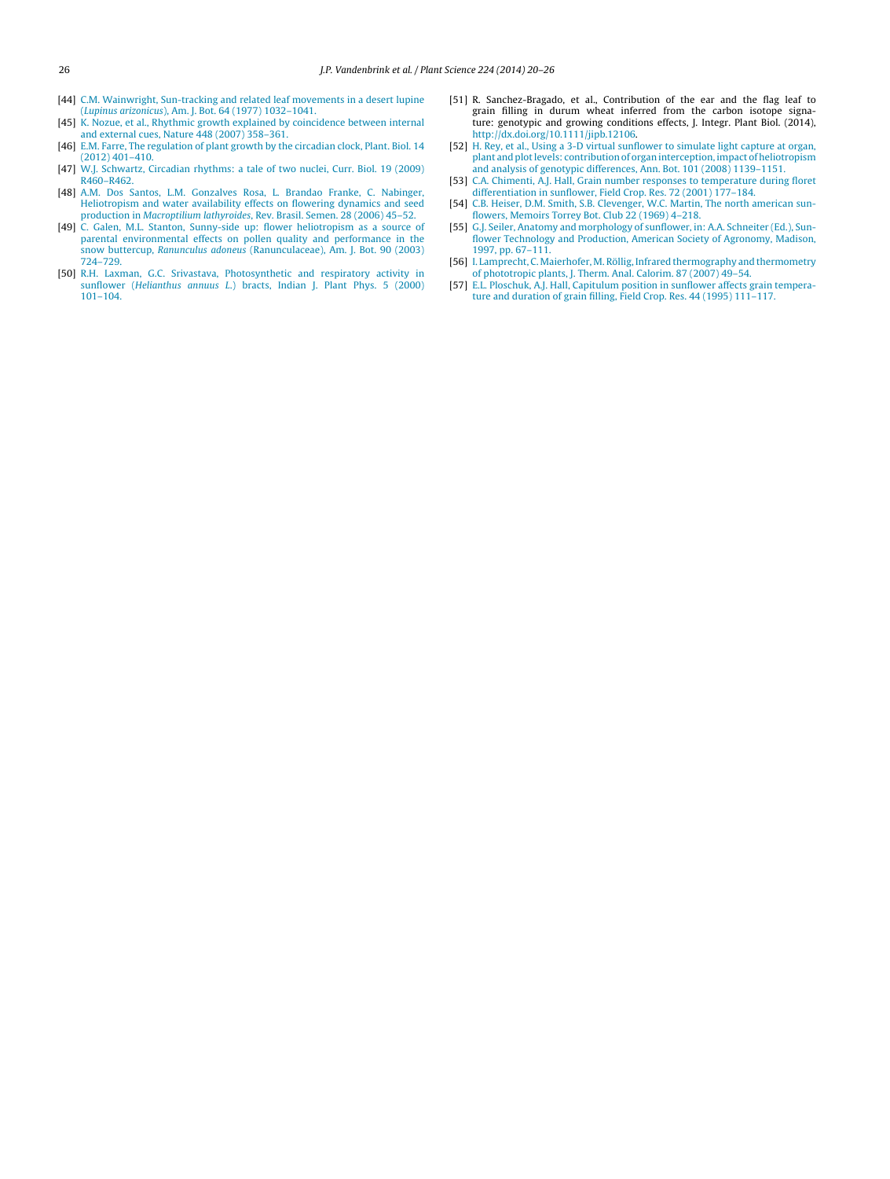[44] C.M. Wainwright, Sun-tracking and related leaf movements in a desert lupine (*Lupinus arizonicus*), Am. J. Bot. 64 (1977) 1032–1041.

[45] K. Nozue, et al., Rhythmic growth explained by coincidence between internal and external cues, Nature 448 (2007) 358–361.

[46] E.M. Farre, The regulation of plant growth by the circadian clock, Plant. Biol. 14 (2012) 401–410.

[47] W.J. Schwartz, Circadian rhythms: a tale of two nuclei, Curr. Biol. 19 (2009) R460–R462.

[48] A.M. Dos Santos, L.M. Gonzalves Rosa, L. Brandao Franke, C. Nabinger, Heliotropism and water availability effects on flowering dynamics and seed production in *Macroptilium lathyroides*, Rev. Brasil. Semen. 28 (2006) 45–52.

[49] C. Galen, M.L. Stanton, Sunny-side up: flower heliotropism as a source of parental environmental effects on pollen quality and performance in the snow buttercup, *Ranunculus adoneus* (Ranunculaceae), Am. J. Bot. 90 (2003) 724–729.

[50] R.H. Laxman, G.C. Srivastava, Photosynthetic and respiratory activity in sunflower (*Helianthus annuus L.*) bracts, Indian J. Plant Phys. 5 (2000) 101–104.

[51] R. Sanchez-Bragado, et al., Contribution of the ear and the flag leaf to grain filling in durum wheat inferred from the carbon isotope signature: genotypic and growing conditions effects, J. Integr. Plant Biol. (2014), http://dx.doi.org/10.1111/jipb.12106.

[52] H. Rey, et al., Using a 3-D virtual sunflower to simulate light capture at organ, plant and plot levels: contribution of organ interception, impact of heliotropism and analysis of genotypic differences, Ann. Bot. 101 (2008) 1139–1151.

[53] C.A. Chimenti, A.J. Hall, Grain number responses to temperature during floret differentiation in sunflower, Field Crop. Res. 72 (2001) 177–184.

[54] C.B. Heiser, D.M. Smith, S.B. Clevenger, W.C. Martin, The north american sunflowers, Memoirs Torrey Bot. Club 22 (1969) 4–218.

[55] G.J. Seiler, Anatomy and morphology of sunflower, in: A.A. Schneiter (Ed.), Sunflower Technology and Production, American Society of Agronomy, Madison, 1997, pp. 67–111.

[56] I. Lamprecht, C. Maierhofer, M. Röllig, Infrared thermography and thermometry of phototropic plants, J. Therm. Anal. Calorim. 87 (2007) 49–54.

[57] E.L. Ploschuk, A.J. Hall, Capitulum position in sunflower affects grain temperature and duration of grain filling, Field Crop. Res. 44 (1995) 111–117.